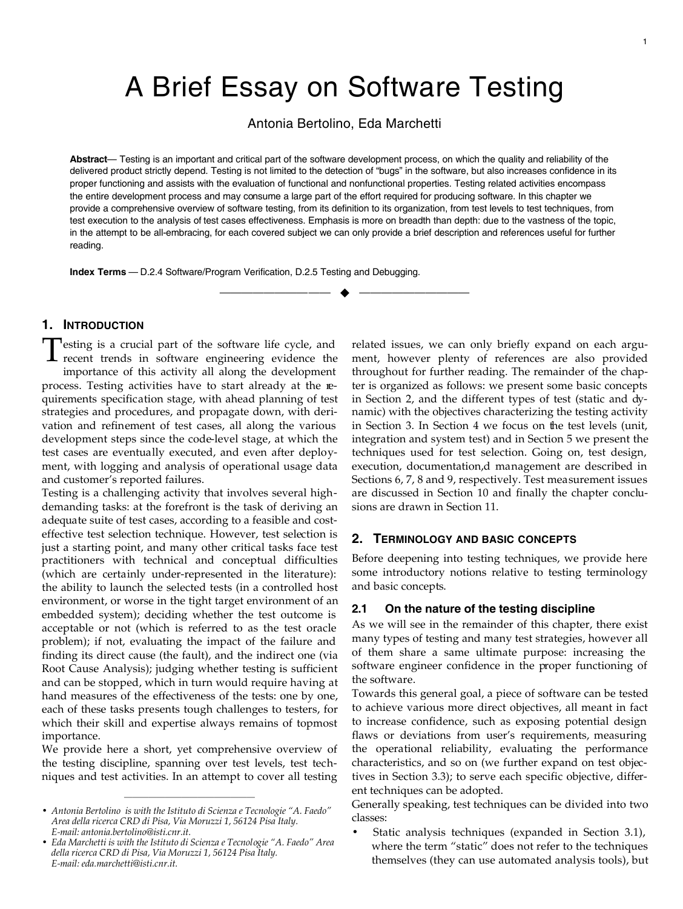# A Brief Essay on Software Testing

Antonia Bertolino, Eda Marchetti

**Abstract**— Testing is an important and critical part of the software development process, on which the quality and reliability of the delivered product strictly depend. Testing is not limited to the detection of "bugs" in the software, but also increases confidence in its proper functioning and assists with the evaluation of functional and nonfunctional properties. Testing related activities encompass the entire development process and may consume a large part of the effort required for producing software. In this chapter we provide a comprehensive overview of software testing, from its definition to its organization, from test levels to test techniques, from test execution to the analysis of test cases effectiveness. Emphasis is more on breadth than depth: due to the vastness of the topic, in the attempt to be all-embracing, for each covered subject we can only provide a brief description and references useful for further reading.

**Index Terms** — D.2.4 Software/Program Verification, D.2.5 Testing and Debugging.

## 1. Introduction

Testing is a crucial part of the software life cycle, and recent trends in software engineering evidence the importance of this activity all along the development process. Testing activities have to start already at the requirements specification stage, with ahead planning of test strategies and procedures, and propagate down, with derivation and refinement of test cases, all along the various development steps since the code-level stage, at which the test cases are eventually executed, and even after deployment, with logging and analysis of operational usage data and customer's reported failures.

Testing is a challenging activity that involves several high-demanding tasks: at the forefront is the task of deriving an adequate suite of test cases, according to a feasible and cost-effective test selection technique. However, test selection is just a starting point, and many other critical tasks face test practitioners with technical and conceptual difficulties (which are certainly under-represented in the literature): the ability to launch the selected tests (in a controlled host environment, or worse in the tight target environment of an embedded system); deciding whether the test outcome is acceptable or not (which is referred to as the test oracle problem); if not, evaluating the impact of the failure and finding its direct cause (the fault), and the indirect one (via Root Cause Analysis); judging whether testing is sufficient and can be stopped, which in turn would require having at hand measures of the effectiveness of the tests: one by one, each of these tasks presents tough challenges to testers, for which their skill and expertise always remains of topmost importance.

We provide here a short, yet comprehensive overview of the testing discipline, spanning over test levels, test techniques and test activities. In an attempt to cover all testing related issues, we can only briefly expand on each argument, however plenty of references are also provided throughout for further reading. The remainder of the chapter is organized as follows: we present some basic concepts in Section 2, and the different types of test (static and dynamic) with the objectives characterizing the testing activity in Section 3. In Section 4 we focus on the test levels (unit, integration and system test) and in Section 5 we present the techniques used for test selection. Going on, test design, execution, documentation,d management are described in Sections 6, 7, 8 and 9, respectively. Test measurement issues are discussed in Section 10 and finally the chapter conclusions are drawn in Section 11.

## 2. Terminology and basic concepts

Before deepening into testing techniques, we provide here some introductory notions relative to testing terminology and basic concepts.

### 2.1 On the nature of the testing discipline

As we will see in the remainder of this chapter, there exist many types of testing and many test strategies, however all of them share a same ultimate purpose: increasing the software engineer confidence in the proper functioning of the software.

Towards this general goal, a piece of software can be tested to achieve various more direct objectives, all meant in fact to increase confidence, such as exposing potential design flaws or deviations from user's requirements, measuring the operational reliability, evaluating the performance characteristics, and so on (we further expand on test objectives in Section 3.3); to serve each specific objective, different techniques can be adopted.

Generally speaking, test techniques can be divided into two classes:

- Static analysis techniques (expanded in Section 3.1), where the term "static" does not refer to the techniques themselves (they can use automated analysis tools), but

---

- *Antonia Bertolino is with the Istituto di Scienza e Tecnologie "A. Faedo" Area della ricerca CRD di Pisa, Via Moruzzi 1, 56124 Pisa Italy. E-mail: antonia.bertolino@isti.cnr.it.*
- *Eda Marchetti is with the Istituto di Scienza e Tecnologie "A. Faedo" Area della ricerca CRD di Pisa, Via Moruzzi 1, 56124 Pisa Italy. E-mail: eda.marchetti@isti.cnr.it.*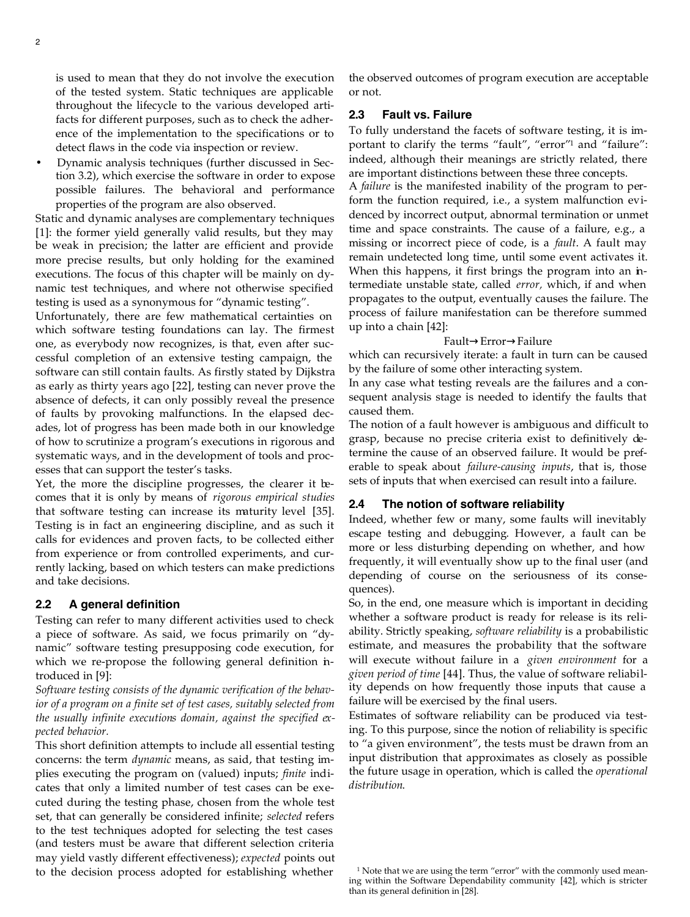is used to mean that they do not involve the execution of the tested system. Static techniques are applicable throughout the lifecycle to the various developed artifacts for different purposes, such as to check the adherence of the implementation to the specifications or to detect flaws in the code via inspection or review.

- Dynamic analysis techniques (further discussed in Section 3.2), which exercise the software in order to expose possible failures. The behavioral and performance properties of the program are also observed.

Static and dynamic analyses are complementary techniques [1]: the former yield generally valid results, but they may be weak in precision; the latter are efficient and provide more precise results, but only holding for the examined executions. The focus of this chapter will be mainly on dynamic test techniques, and where not otherwise specified testing is used as a synonymous for "dynamic testing".

Unfortunately, there are few mathematical certainties on which software testing foundations can lay. The firmest one, as everybody now recognizes, is that, even after successful completion of an extensive testing campaign, the software can still contain faults. As firstly stated by Dijkstra as early as thirty years ago [22], testing can never prove the absence of defects, it can only possibly reveal the presence of faults by provoking malfunctions. In the elapsed decades, lot of progress has been made both in our knowledge of how to scrutinize a program's executions in rigorous and systematic ways, and in the development of tools and processes that can support the tester's tasks.

Yet, the more the discipline progresses, the clearer it becomes that it is only by means of *rigorous empirical studies* that software testing can increase its maturity level [35]. Testing is in fact an engineering discipline, and as such it calls for evidences and proven facts, to be collected either from experience or from controlled experiments, and currently lacking, based on which testers can make predictions and take decisions.

### 2.2 A general definition

Testing can refer to many different activities used to check a piece of software. As said, we focus primarily on "dynamic" software testing presupposing code execution, for which we re-propose the following general definition introduced in [9]:

*Software testing consists of the dynamic verification of the behavior of a program on a finite set of test cases, suitably selected from the usually infinite executions domain, against the specified expected behavior.*

This short definition attempts to include all essential testing concerns: the term *dynamic* means, as said, that testing implies executing the program on (valued) inputs; *finite* indicates that only a limited number of test cases can be executed during the testing phase, chosen from the whole test set, that can generally be considered infinite; *selected* refers to the test techniques adopted for selecting the test cases (and testers must be aware that different selection criteria may yield vastly different effectiveness); *expected* points out to the decision process adopted for establishing whether the observed outcomes of program execution are acceptable or not.

### 2.3 Fault vs. Failure

To fully understand the facets of software testing, it is important to clarify the terms "fault", "error"[1] and "failure": indeed, although their meanings are strictly related, there are important distinctions between these three concepts.

A *failure* is the manifested inability of the program to perform the function required, i.e., a system malfunction evidenced by incorrect output, abnormal termination or unmet time and space constraints. The cause of a failure, e.g., a missing or incorrect piece of code, is a *fault*. A fault may remain undetected long time, until some event activates it. When this happens, it first brings the program into an intermediate unstable state, called *error*, which, if and when propagates to the output, eventually causes the failure. The process of failure manifestation can be therefore summed up into a chain [42]:

Fault→Error→Failure

which can recursively iterate: a fault in turn can be caused by the failure of some other interacting system.

In any case what testing reveals are the failures and a consequent analysis stage is needed to identify the faults that caused them.

The notion of a fault however is ambiguous and difficult to grasp, because no precise criteria exist to definitively determine the cause of an observed failure. It would be preferable to speak about *failure-causing inputs*, that is, those sets of inputs that when exercised can result into a failure.

### 2.4 The notion of software reliability

Indeed, whether few or many, some faults will inevitably escape testing and debugging. However, a fault can be more or less disturbing depending on whether, and how frequently, it will eventually show up to the final user (and depending of course on the seriousness of its consequences).

So, in the end, one measure which is important in deciding whether a software product is ready for release is its reliability. Strictly speaking, *software reliability* is a probabilistic estimate, and measures the probability that the software will execute without failure in a *given environment* for a *given period of time* [44]. Thus, the value of software reliability depends on how frequently those inputs that cause a failure will be exercised by the final users.

Estimates of software reliability can be produced via testing. To this purpose, since the notion of reliability is specific to "a given environment", the tests must be drawn from an input distribution that approximates as closely as possible the future usage in operation, which is called the *operational distribution*.

[1] Note that we are using the term "error" with the commonly used meaning within the Software Dependability community [42], which is stricter than its general definition in [28].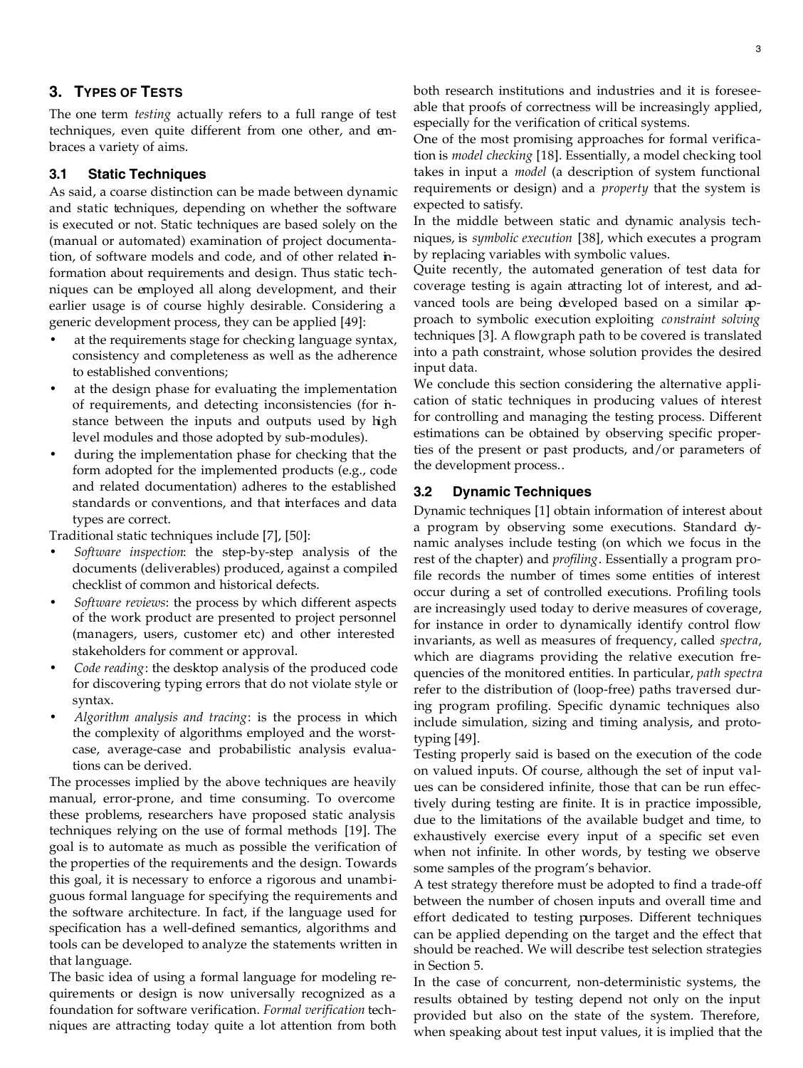## 3. Types of Tests

The one term *testing* actually refers to a full range of test techniques, even quite different from one other, and embraces a variety of aims.

### 3.1 Static Techniques

As said, a coarse distinction can be made between dynamic and static techniques, depending on whether the software is executed or not. Static techniques are based solely on the (manual or automated) examination of project documentation, of software models and code, and of other related information about requirements and design. Thus static techniques can be employed all along development, and their earlier usage is of course highly desirable. Considering a generic development process, they can be applied [49]:

- at the requirements stage for checking language syntax, consistency and completeness as well as the adherence to established conventions;
- at the design phase for evaluating the implementation of requirements, and detecting inconsistencies (for instance between the inputs and outputs used by high level modules and those adopted by sub-modules).
- during the implementation phase for checking that the form adopted for the implemented products (e.g., code and related documentation) adheres to the established standards or conventions, and that interfaces and data types are correct.

Traditional static techniques include [7], [50]:

- *Software inspection*: the step-by-step analysis of the documents (deliverables) produced, against a compiled checklist of common and historical defects.
- *Software reviews*: the process by which different aspects of the work product are presented to project personnel (managers, users, customer etc) and other interested stakeholders for comment or approval.
- *Code reading*: the desktop analysis of the produced code for discovering typing errors that do not violate style or syntax.
- *Algorithm analysis and tracing*: is the process in which the complexity of algorithms employed and the worst-case, average-case and probabilistic analysis evaluations can be derived.

The processes implied by the above techniques are heavily manual, error-prone, and time consuming. To overcome these problems, researchers have proposed static analysis techniques relying on the use of formal methods [19]. The goal is to automate as much as possible the verification of the properties of the requirements and the design. Towards this goal, it is necessary to enforce a rigorous and unambiguous formal language for specifying the requirements and the software architecture. In fact, if the language used for specification has a well-defined semantics, algorithms and tools can be developed to analyze the statements written in that language.

The basic idea of using a formal language for modeling requirements or design is now universally recognized as a foundation for software verification. *Formal verification* techniques are attracting today quite a lot attention from both research institutions and industries and it is foreseeable that proofs of correctness will be increasingly applied, especially for the verification of critical systems.

One of the most promising approaches for formal verification is *model checking* [18]. Essentially, a model checking tool takes in input a *model* (a description of system functional requirements or design) and a *property* that the system is expected to satisfy.

In the middle between static and dynamic analysis techniques, is *symbolic execution* [38], which executes a program by replacing variables with symbolic values.

Quite recently, the automated generation of test data for coverage testing is again attracting lot of interest, and advanced tools are being developed based on a similar approach to symbolic execution exploiting *constraint solving* techniques [3]. A flowgraph path to be covered is translated into a path constraint, whose solution provides the desired input data.

We conclude this section considering the alternative application of static techniques in producing values of interest for controlling and managing the testing process. Different estimations can be obtained by observing specific properties of the present or past products, and/or parameters of the development process..

### 3.2 Dynamic Techniques

Dynamic techniques [1] obtain information of interest about a program by observing some executions. Standard dynamic analyses include testing (on which we focus in the rest of the chapter) and *profiling*. Essentially a program profile records the number of times some entities of interest occur during a set of controlled executions. Profiling tools are increasingly used today to derive measures of coverage, for instance in order to dynamically identify control flow invariants, as well as measures of frequency, called *spectra*, which are diagrams providing the relative execution frequencies of the monitored entities. In particular, *path spectra* refer to the distribution of (loop-free) paths traversed during program profiling. Specific dynamic techniques also include simulation, sizing and timing analysis, and prototyping [49].

Testing properly said is based on the execution of the code on valued inputs. Of course, although the set of input values can be considered infinite, those that can be run effectively during testing are finite. It is in practice impossible, due to the limitations of the available budget and time, to exhaustively exercise every input of a specific set even when not infinite. In other words, by testing we observe some samples of the program's behavior.

A test strategy therefore must be adopted to find a trade-off between the number of chosen inputs and overall time and effort dedicated to testing purposes. Different techniques can be applied depending on the target and the effect that should be reached. We will describe test selection strategies in Section 5.

In the case of concurrent, non-deterministic systems, the results obtained by testing depend not only on the input provided but also on the state of the system. Therefore, when speaking about test input values, it is implied that the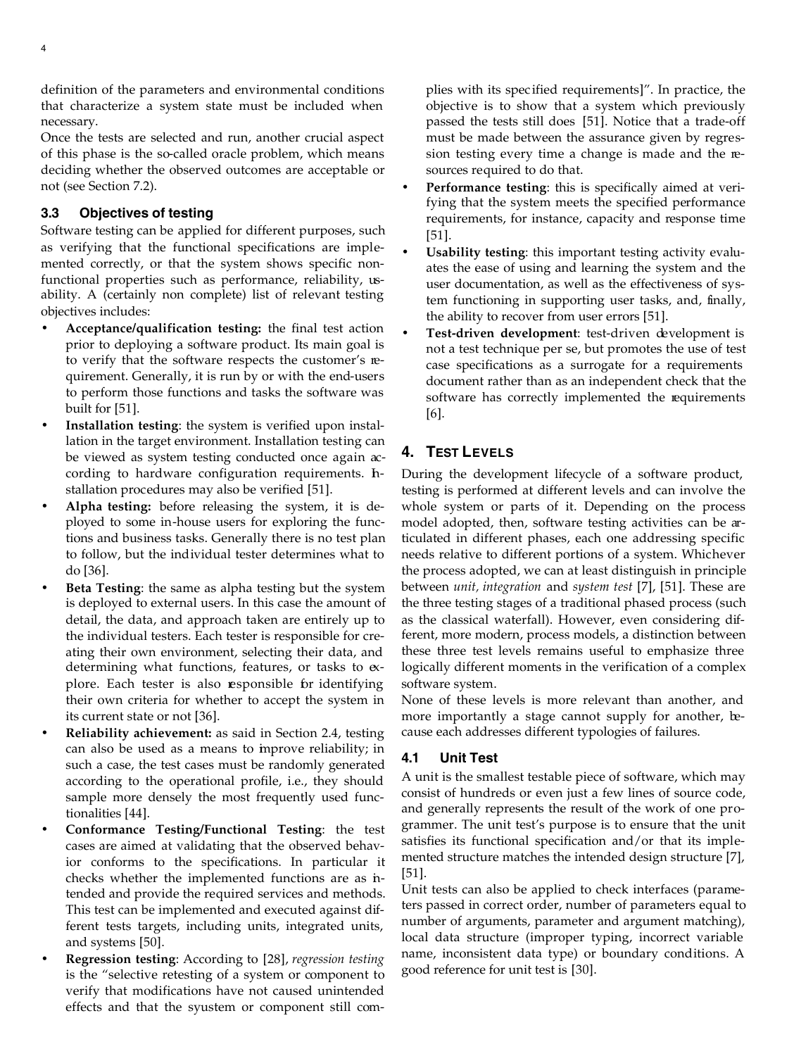definition of the parameters and environmental conditions that characterize a system state must be included when necessary.

Once the tests are selected and run, another crucial aspect of this phase is the so-called oracle problem, which means deciding whether the observed outcomes are acceptable or not (see Section 7.2).

### 3.3 Objectives of testing

Software testing can be applied for different purposes, such as verifying that the functional specifications are implemented correctly, or that the system shows specific non-functional properties such as performance, reliability, usability. A (certainly non complete) list of relevant testing objectives includes:

- **Acceptance/qualification testing:** the final test action prior to deploying a software product. Its main goal is to verify that the software respects the customer's requirement. Generally, it is run by or with the end-users to perform those functions and tasks the software was built for [51].
- **Installation testing**: the system is verified upon installation in the target environment. Installation testing can be viewed as system testing conducted once again according to hardware configuration requirements. Installation procedures may also be verified [51].
- **Alpha testing:** before releasing the system, it is deployed to some in-house users for exploring the functions and business tasks. Generally there is no test plan to follow, but the individual tester determines what to do [36].
- **Beta Testing**: the same as alpha testing but the system is deployed to external users. In this case the amount of detail, the data, and approach taken are entirely up to the individual testers. Each tester is responsible for creating their own environment, selecting their data, and determining what functions, features, or tasks to explore. Each tester is also responsible for identifying their own criteria for whether to accept the system in its current state or not [36].
- **Reliability achievement:** as said in Section 2.4, testing can also be used as a means to improve reliability; in such a case, the test cases must be randomly generated according to the operational profile, i.e., they should sample more densely the most frequently used functionalities [44].
- **Conformance Testing/Functional Testing**: the test cases are aimed at validating that the observed behavior conforms to the specifications. In particular it checks whether the implemented functions are as intended and provide the required services and methods. This test can be implemented and executed against different tests targets, including units, integrated units, and systems [50].
- **Regression testing**: According to [28], *regression testing* is the "selective retesting of a system or component to verify that modifications have not caused unintended effects and that the syustem or component still complies with its specified requirements]". In practice, the objective is to show that a system which previously passed the tests still does [51]. Notice that a trade-off must be made between the assurance given by regression testing every time a change is made and the resources required to do that.
- **Performance testing**: this is specifically aimed at verifying that the system meets the specified performance requirements, for instance, capacity and response time [51].
- **Usability testing**: this important testing activity evaluates the ease of using and learning the system and the user documentation, as well as the effectiveness of system functioning in supporting user tasks, and, finally, the ability to recover from user errors [51].
- **Test-driven development**: test-driven development is not a test technique per se, but promotes the use of test case specifications as a surrogate for a requirements document rather than as an independent check that the software has correctly implemented the requirements [6].

## 4. Test Levels

During the development lifecycle of a software product, testing is performed at different levels and can involve the whole system or parts of it. Depending on the process model adopted, then, software testing activities can be articulated in different phases, each one addressing specific needs relative to different portions of a system. Whichever the process adopted, we can at least distinguish in principle between *unit, integration* and *system test* [7], [51]. These are the three testing stages of a traditional phased process (such as the classical waterfall). However, even considering different, more modern, process models, a distinction between these three test levels remains useful to emphasize three logically different moments in the verification of a complex software system.

None of these levels is more relevant than another, and more importantly a stage cannot supply for another, because each addresses different typologies of failures.

### 4.1 Unit Test

A unit is the smallest testable piece of software, which may consist of hundreds or even just a few lines of source code, and generally represents the result of the work of one programmer. The unit test's purpose is to ensure that the unit satisfies its functional specification and/or that its implemented structure matches the intended design structure [7], [51].

Unit tests can also be applied to check interfaces (parameters passed in correct order, number of parameters equal to number of arguments, parameter and argument matching), local data structure (improper typing, incorrect variable name, inconsistent data type) or boundary conditions. A good reference for unit test is [30].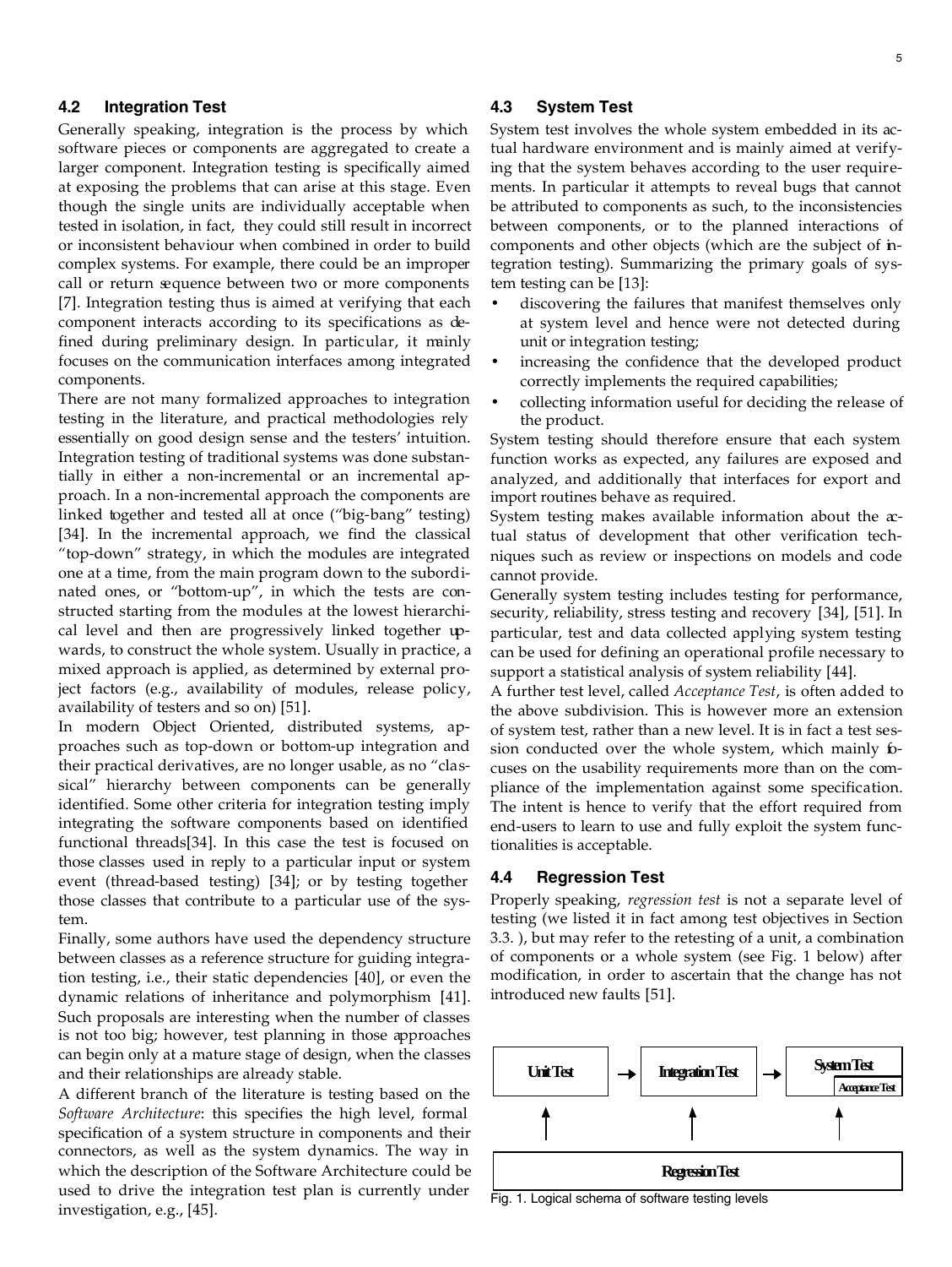### 4.2 Integration Test

Generally speaking, integration is the process by which software pieces or components are aggregated to create a larger component. Integration testing is specifically aimed at exposing the problems that can arise at this stage. Even though the single units are individually acceptable when tested in isolation, in fact, they could still result in incorrect or inconsistent behaviour when combined in order to build complex systems. For example, there could be an improper call or return sequence between two or more components [7]. Integration testing thus is aimed at verifying that each component interacts according to its specifications as defined during preliminary design. In particular, it mainly focuses on the communication interfaces among integrated components.

There are not many formalized approaches to integration testing in the literature, and practical methodologies rely essentially on good design sense and the testers' intuition. Integration testing of traditional systems was done substantially in either a non-incremental or an incremental approach. In a non-incremental approach the components are linked together and tested all at once ("big-bang" testing) [34]. In the incremental approach, we find the classical "top-down" strategy, in which the modules are integrated one at a time, from the main program down to the subordinated ones, or "bottom-up", in which the tests are constructed starting from the modules at the lowest hierarchical level and then are progressively linked together upwards, to construct the whole system. Usually in practice, a mixed approach is applied, as determined by external project factors (e.g., availability of modules, release policy, availability of testers and so on) [51].

In modern Object Oriented, distributed systems, approaches such as top-down or bottom-up integration and their practical derivatives, are no longer usable, as no "classical" hierarchy between components can be generally identified. Some other criteria for integration testing imply integrating the software components based on identified functional threads[34]. In this case the test is focused on those classes used in reply to a particular input or system event (thread-based testing) [34]; or by testing together those classes that contribute to a particular use of the system.

Finally, some authors have used the dependency structure between classes as a reference structure for guiding integration testing, i.e., their static dependencies [40], or even the dynamic relations of inheritance and polymorphism [41]. Such proposals are interesting when the number of classes is not too big; however, test planning in those approaches can begin only at a mature stage of design, when the classes and their relationships are already stable.

A different branch of the literature is testing based on the *Software Architecture*: this specifies the high level, formal specification of a system structure in components and their connectors, as well as the system dynamics. The way in which the description of the Software Architecture could be used to drive the integration test plan is currently under investigation, e.g., [45].

### 4.3 System Test

System test involves the whole system embedded in its actual hardware environment and is mainly aimed at verifying that the system behaves according to the user requirements. In particular it attempts to reveal bugs that cannot be attributed to components as such, to the inconsistencies between components, or to the planned interactions of components and other objects (which are the subject of integration testing). Summarizing the primary goals of system testing can be [13]:

- discovering the failures that manifest themselves only at system level and hence were not detected during unit or integration testing;
- increasing the confidence that the developed product correctly implements the required capabilities;
- collecting information useful for deciding the release of the product.

System testing should therefore ensure that each system function works as expected, any failures are exposed and analyzed, and additionally that interfaces for export and import routines behave as required.

System testing makes available information about the actual status of development that other verification techniques such as review or inspections on models and code cannot provide.

Generally system testing includes testing for performance, security, reliability, stress testing and recovery [34], [51]. In particular, test and data collected applying system testing can be used for defining an operational profile necessary to support a statistical analysis of system reliability [44].

A further test level, called *Acceptance Test*, is often added to the above subdivision. This is however more an extension of system test, rather than a new level. It is in fact a test session conducted over the whole system, which mainly focuses on the usability requirements more than on the compliance of the implementation against some specification. The intent is hence to verify that the effort required from end-users to learn to use and fully exploit the system functionalities is acceptable.

### 4.4 Regression Test

Properly speaking, *regression test* is not a separate level of testing (we listed it in fact among test objectives in Section 3.3. ), but may refer to the retesting of a unit, a combination of components or a whole system (see Fig. 1 below) after modification, in order to ascertain that the change has not introduced new faults [51].

Unit Test → Integration Test → System Test / Acceptance Test

Regression Test

Fig. 1. Logical schema of software testing levels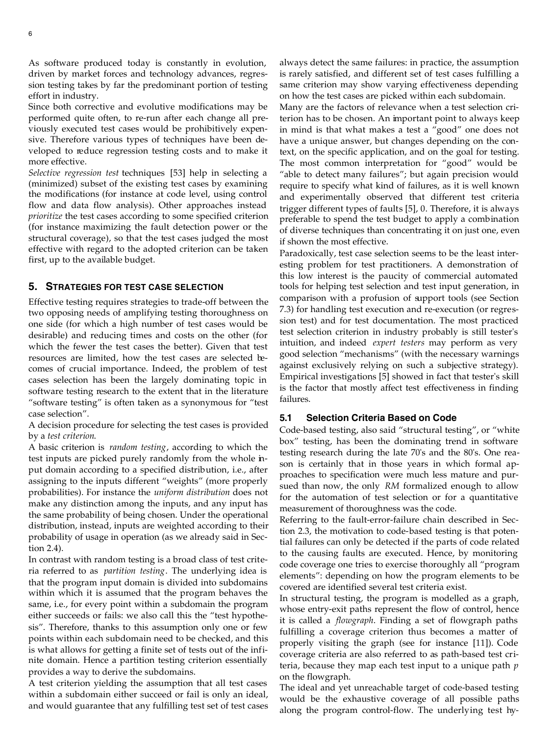As software produced today is constantly in evolution, driven by market forces and technology advances, regression testing takes by far the predominant portion of testing effort in industry.

Since both corrective and evolutive modifications may be performed quite often, to re-run after each change all previously executed test cases would be prohibitively expensive. Therefore various types of techniques have been developed to reduce regression testing costs and to make it more effective.

*Selective regression test* techniques [53] help in selecting a (minimized) subset of the existing test cases by examining the modifications (for instance at code level, using control flow and data flow analysis). Other approaches instead *prioritize* the test cases according to some specified criterion (for instance maximizing the fault detection power or the structural coverage), so that the test cases judged the most effective with regard to the adopted criterion can be taken first, up to the available budget.

## 5. STRATEGIES FOR TEST CASE SELECTION

Effective testing requires strategies to trade-off between the two opposing needs of amplifying testing thoroughness on one side (for which a high number of test cases would be desirable) and reducing times and costs on the other (for which the fewer the test cases the better). Given that test resources are limited, how the test cases are selected becomes of crucial importance. Indeed, the problem of test cases selection has been the largely dominating topic in software testing research to the extent that in the literature "software testing" is often taken as a synonymous for "test case selection".

A decision procedure for selecting the test cases is provided by a *test criterion*.

A basic criterion is *random testing*, according to which the test inputs are picked purely randomly from the whole input domain according to a specified distribution, i.e., after assigning to the inputs different "weights" (more properly probabilities). For instance the *uniform distribution* does not make any distinction among the inputs, and any input has the same probability of being chosen. Under the operational distribution, instead, inputs are weighted according to their probability of usage in operation (as we already said in Section 2.4).

In contrast with random testing is a broad class of test criteria referred to as *partition testing*. The underlying idea is that the program input domain is divided into subdomains within which it is assumed that the program behaves the same, i.e., for every point within a subdomain the program either succeeds or fails: we also call this the "test hypothesis". Therefore, thanks to this assumption only one or few points within each subdomain need to be checked, and this is what allows for getting a finite set of tests out of the infinite domain. Hence a partition testing criterion essentially provides a way to derive the subdomains.

A test criterion yielding the assumption that all test cases within a subdomain either succeed or fail is only an ideal, and would guarantee that any fulfilling test set of test cases always detect the same failures: in practice, the assumption is rarely satisfied, and different set of test cases fulfilling a same criterion may show varying effectiveness depending on how the test cases are picked within each subdomain.

Many are the factors of relevance when a test selection criterion has to be chosen. An important point to always keep in mind is that what makes a test a "good" one does not have a unique answer, but changes depending on the context, on the specific application, and on the goal for testing. The most common interpretation for "good" would be "able to detect many failures"; but again precision would require to specify what kind of failures, as it is well known and experimentally observed that different test criteria trigger different types of faults [5], 0. Therefore, it is always preferable to spend the test budget to apply a combination of diverse techniques than concentrating it on just one, even if shown the most effective.

Paradoxically, test case selection seems to be the least interesting problem for test practitioners. A demonstration of this low interest is the paucity of commercial automated tools for helping test selection and test input generation, in comparison with a profusion of support tools (see Section 7.3) for handling test execution and re-execution (or regression test) and for test documentation. The most practiced test selection criterion in industry probably is still tester's intuition, and indeed *expert testers* may perform as very good selection "mechanisms" (with the necessary warnings against exclusively relying on such a subjective strategy). Empirical investigations [5] showed in fact that tester's skill is the factor that mostly affect test effectiveness in finding failures.

### 5.1 Selection Criteria Based on Code

Code-based testing, also said "structural testing", or "white box" testing, has been the dominating trend in software testing research during the late 70's and the 80's. One reason is certainly that in those years in which formal approaches to specification were much less mature and pursued than now, the only *RM* formalized enough to allow for the automation of test selection or for a quantitative measurement of thoroughness was the code.

Referring to the fault-error-failure chain described in Section 2.3, the motivation to code-based testing is that potential failures can only be detected if the parts of code related to the causing faults are executed. Hence, by monitoring code coverage one tries to exercise thoroughly all "program elements": depending on how the program elements to be covered are identified several test criteria exist.

In structural testing, the program is modelled as a graph, whose entry-exit paths represent the flow of control, hence it is called a *flowgraph*. Finding a set of flowgraph paths fulfilling a coverage criterion thus becomes a matter of properly visiting the graph (see for instance [11]). Code coverage criteria are also referred to as path-based test criteria, because they map each test input to a unique path $p$ on the flowgraph.

The ideal and yet unreachable target of code-based testing would be the exhaustive coverage of all possible paths along the program control-flow. The underlying test hy-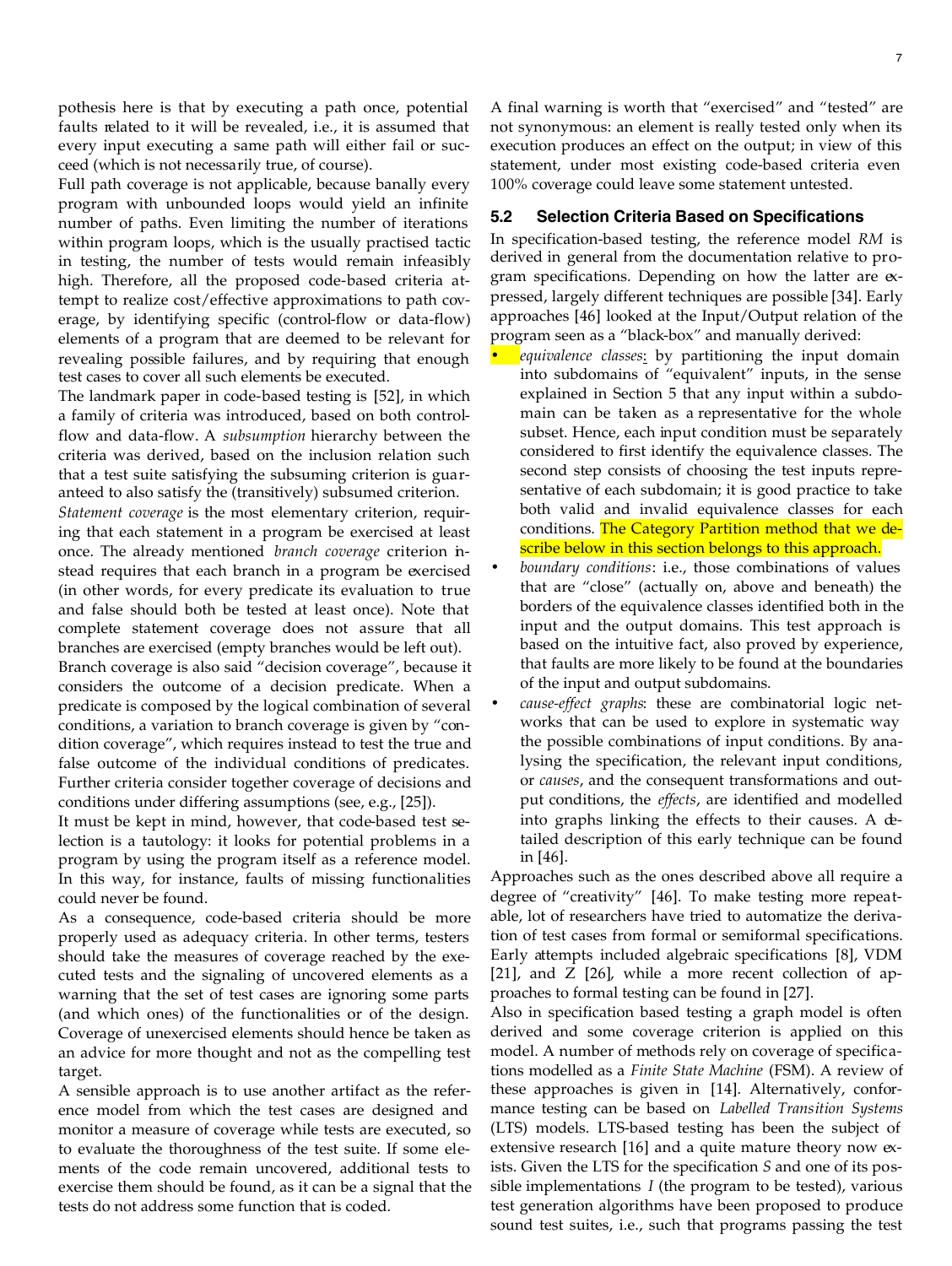pothesis here is that by executing a path once, potential faults related to it will be revealed, i.e., it is assumed that every input executing a same path will either fail or succeed (which is not necessarily true, of course).

Full path coverage is not applicable, because banally every program with unbounded loops would yield an infinite number of paths. Even limiting the number of iterations within program loops, which is the usually practised tactic in testing, the number of tests would remain infeasibly high. Therefore, all the proposed code-based criteria attempt to realize cost/effective approximations to path coverage, by identifying specific (control-flow or data-flow) elements of a program that are deemed to be relevant for revealing possible failures, and by requiring that enough test cases to cover all such elements be executed.

The landmark paper in code-based testing is [52], in which a family of criteria was introduced, based on both control-flow and data-flow. A *subsumption* hierarchy between the criteria was derived, based on the inclusion relation such that a test suite satisfying the subsuming criterion is guaranteed to also satisfy the (transitively) subsumed criterion.

*Statement coverage* is the most elementary criterion, requiring that each statement in a program be exercised at least once. The already mentioned *branch coverage* criterion instead requires that each branch in a program be exercised (in other words, for every predicate its evaluation to true and false should both be tested at least once). Note that complete statement coverage does not assure that all branches are exercised (empty branches would be left out).

Branch coverage is also said "decision coverage", because it considers the outcome of a decision predicate. When a predicate is composed by the logical combination of several conditions, a variation to branch coverage is given by "condition coverage", which requires instead to test the true and false outcome of the individual conditions of predicates. Further criteria consider together coverage of decisions and conditions under differing assumptions (see, e.g., [25]).

It must be kept in mind, however, that code-based test selection is a tautology: it looks for potential problems in a program by using the program itself as a reference model. In this way, for instance, faults of missing functionalities could never be found.

As a consequence, code-based criteria should be more properly used as adequacy criteria. In other terms, testers should take the measures of coverage reached by the executed tests and the signaling of uncovered elements as a warning that the set of test cases are ignoring some parts (and which ones) of the functionalities or of the design. Coverage of unexercised elements should hence be taken as an advice for more thought and not as the compelling test target.

A sensible approach is to use another artifact as the reference model from which the test cases are designed and monitor a measure of coverage while tests are executed, so to evaluate the thoroughness of the test suite. If some elements of the code remain uncovered, additional tests to exercise them should be found, as it can be a signal that the tests do not address some function that is coded.

A final warning is worth that "exercised" and "tested" are not synonymous: an element is really tested only when its execution produces an effect on the output; in view of this statement, under most existing code-based criteria even 100% coverage could leave some statement untested.

### 5.2 Selection Criteria Based on Specifications

In specification-based testing, the reference model *RM* is derived in general from the documentation relative to program specifications. Depending on how the latter are expressed, largely different techniques are possible [34]. Early approaches [46] looked at the Input/Output relation of the program seen as a "black-box" and manually derived:

- *equivalence classes*: by partitioning the input domain into subdomains of "equivalent" inputs, in the sense explained in Section 5 that any input within a subdomain can be taken as a representative for the whole subset. Hence, each input condition must be separately considered to first identify the equivalence classes. The second step consists of choosing the test inputs representative of each subdomain; it is good practice to take both valid and invalid equivalence classes for each conditions. The Category Partition method that we describe below in this section belongs to this approach.
- *boundary conditions*: i.e., those combinations of values that are "close" (actually on, above and beneath) the borders of the equivalence classes identified both in the input and the output domains. This test approach is based on the intuitive fact, also proved by experience, that faults are more likely to be found at the boundaries of the input and output subdomains.
- *cause-effect graphs*: these are combinatorial logic networks that can be used to explore in systematic way the possible combinations of input conditions. By analysing the specification, the relevant input conditions, or *causes*, and the consequent transformations and output conditions, the *effects*, are identified and modelled into graphs linking the effects to their causes. A detailed description of this early technique can be found in [46].

Approaches such as the ones described above all require a degree of "creativity" [46]. To make testing more repeatable, lot of researchers have tried to automatize the derivation of test cases from formal or semiformal specifications. Early attempts included algebraic specifications [8], VDM [21], and Z [26], while a more recent collection of approaches to formal testing can be found in [27].

Also in specification based testing a graph model is often derived and some coverage criterion is applied on this model. A number of methods rely on coverage of specifications modelled as a *Finite State Machine* (FSM). A review of these approaches is given in [14]. Alternatively, conformance testing can be based on *Labelled Transition Systems* (LTS) models. LTS-based testing has been the subject of extensive research [16] and a quite mature theory now exists. Given the LTS for the specification *S* and one of its possible implementations *I* (the program to be tested), various test generation algorithms have been proposed to produce sound test suites, i.e., such that programs passing the test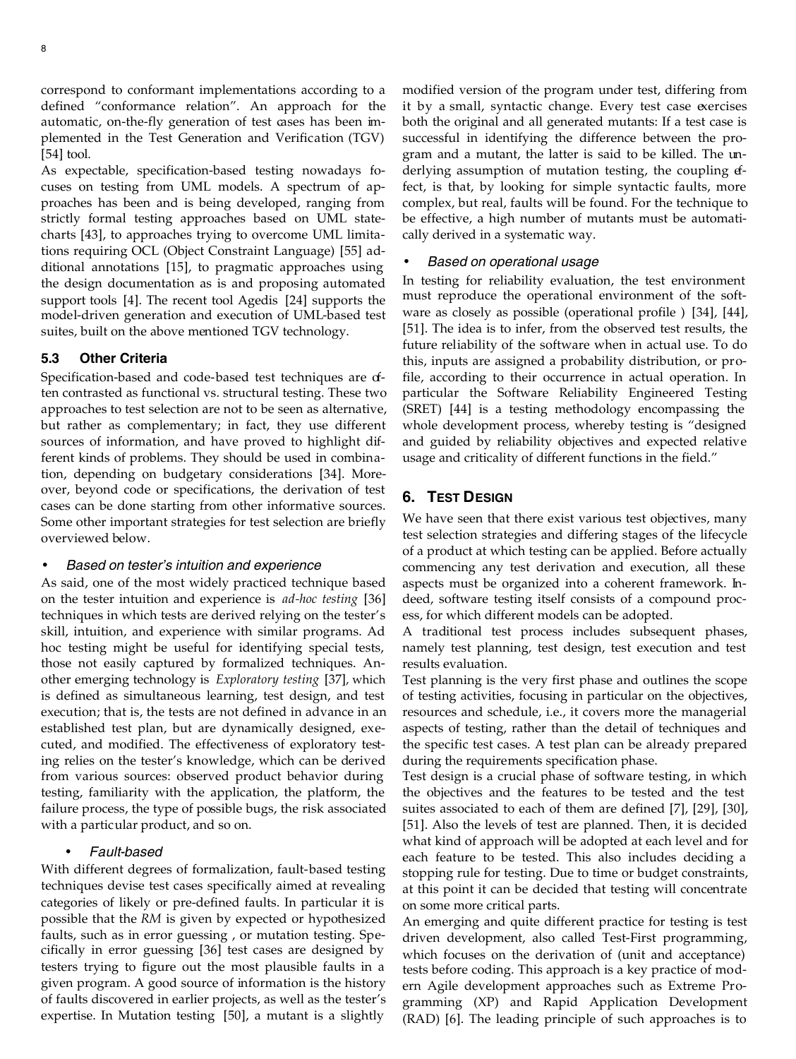correspond to conformant implementations according to a defined "conformance relation". An approach for the automatic, on-the-fly generation of test cases has been implemented in the Test Generation and Verification (TGV) [54] tool.

As expectable, specification-based testing nowadays focuses on testing from UML models. A spectrum of approaches has been and is being developed, ranging from strictly formal testing approaches based on UML statecharts [43], to approaches trying to overcome UML limitations requiring OCL (Object Constraint Language) [55] additional annotations [15], to pragmatic approaches using the design documentation as is and proposing automated support tools [4]. The recent tool Agedis [24] supports the model-driven generation and execution of UML-based test suites, built on the above mentioned TGV technology.

### 5.3 Other Criteria

Specification-based and code-based test techniques are often contrasted as functional vs. structural testing. These two approaches to test selection are not to be seen as alternative, but rather as complementary; in fact, they use different sources of information, and have proved to highlight different kinds of problems. They should be used in combination, depending on budgetary considerations [34]. Moreover, beyond code or specifications, the derivation of test cases can be done starting from other informative sources. Some other important strategies for test selection are briefly overviewed below.

- *Based on tester's intuition and experience*

As said, one of the most widely practiced technique based on the tester intuition and experience is *ad-hoc testing* [36] techniques in which tests are derived relying on the tester's skill, intuition, and experience with similar programs. Ad hoc testing might be useful for identifying special tests, those not easily captured by formalized techniques. Another emerging technology is *Exploratory testing* [37], which is defined as simultaneous learning, test design, and test execution; that is, the tests are not defined in advance in an established test plan, but are dynamically designed, executed, and modified. The effectiveness of exploratory testing relies on the tester's knowledge, which can be derived from various sources: observed product behavior during testing, familiarity with the application, the platform, the failure process, the type of possible bugs, the risk associated with a particular product, and so on.

- *Fault-based*

With different degrees of formalization, fault-based testing techniques devise test cases specifically aimed at revealing categories of likely or pre-defined faults. In particular it is possible that the *RM* is given by expected or hypothesized faults, such as in error guessing , or mutation testing. Specifically in error guessing [36] test cases are designed by testers trying to figure out the most plausible faults in a given program. A good source of information is the history of faults discovered in earlier projects, as well as the tester's expertise. In Mutation testing [50], a mutant is a slightly modified version of the program under test, differing from it by a small, syntactic change. Every test case exercises both the original and all generated mutants: If a test case is successful in identifying the difference between the program and a mutant, the latter is said to be killed. The underlying assumption of mutation testing, the coupling effect, is that, by looking for simple syntactic faults, more complex, but real, faults will be found. For the technique to be effective, a high number of mutants must be automatically derived in a systematic way.

- *Based on operational usage*

In testing for reliability evaluation, the test environment must reproduce the operational environment of the software as closely as possible (operational profile ) [34], [44], [51]. The idea is to infer, from the observed test results, the future reliability of the software when in actual use. To do this, inputs are assigned a probability distribution, or profile, according to their occurrence in actual operation. In particular the Software Reliability Engineered Testing (SRET) [44] is a testing methodology encompassing the whole development process, whereby testing is "designed and guided by reliability objectives and expected relative usage and criticality of different functions in the field."

## 6. Test Design

We have seen that there exist various test objectives, many test selection strategies and differing stages of the lifecycle of a product at which testing can be applied. Before actually commencing any test derivation and execution, all these aspects must be organized into a coherent framework. Indeed, software testing itself consists of a compound process, for which different models can be adopted.

A traditional test process includes subsequent phases, namely test planning, test design, test execution and test results evaluation.

Test planning is the very first phase and outlines the scope of testing activities, focusing in particular on the objectives, resources and schedule, i.e., it covers more the managerial aspects of testing, rather than the detail of techniques and the specific test cases. A test plan can be already prepared during the requirements specification phase.

Test design is a crucial phase of software testing, in which the objectives and the features to be tested and the test suites associated to each of them are defined [7], [29], [30], [51]. Also the levels of test are planned. Then, it is decided what kind of approach will be adopted at each level and for each feature to be tested. This also includes deciding a stopping rule for testing. Due to time or budget constraints, at this point it can be decided that testing will concentrate on some more critical parts.

An emerging and quite different practice for testing is test driven development, also called Test-First programming, which focuses on the derivation of (unit and acceptance) tests before coding. This approach is a key practice of modern Agile development approaches such as Extreme Programming (XP) and Rapid Application Development (RAD) [6]. The leading principle of such approaches is to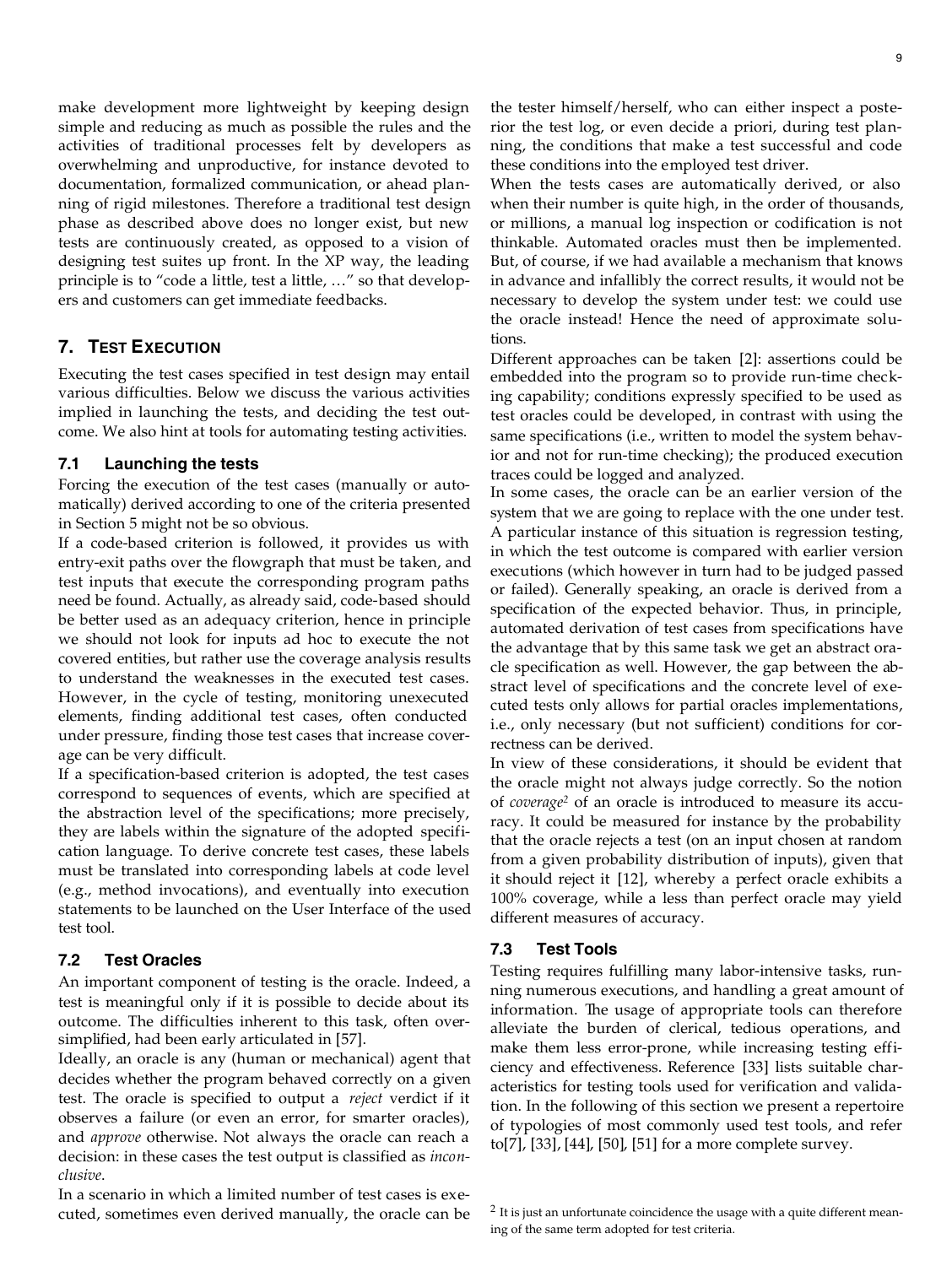make development more lightweight by keeping design simple and reducing as much as possible the rules and the activities of traditional processes felt by developers as overwhelming and unproductive, for instance devoted to documentation, formalized communication, or ahead planning of rigid milestones. Therefore a traditional test design phase as described above does no longer exist, but new tests are continuously created, as opposed to a vision of designing test suites up front. In the XP way, the leading principle is to "code a little, test a little, …" so that developers and customers can get immediate feedbacks.

## 7. TEST EXECUTION

Executing the test cases specified in test design may entail various difficulties. Below we discuss the various activities implied in launching the tests, and deciding the test outcome. We also hint at tools for automating testing activities.

### 7.1 Launching the tests

Forcing the execution of the test cases (manually or automatically) derived according to one of the criteria presented in Section 5 might not be so obvious.

If a code-based criterion is followed, it provides us with entry-exit paths over the flowgraph that must be taken, and test inputs that execute the corresponding program paths need be found. Actually, as already said, code-based should be better used as an adequacy criterion, hence in principle we should not look for inputs ad hoc to execute the not covered entities, but rather use the coverage analysis results to understand the weaknesses in the executed test cases. However, in the cycle of testing, monitoring unexecuted elements, finding additional test cases, often conducted under pressure, finding those test cases that increase coverage can be very difficult.

If a specification-based criterion is adopted, the test cases correspond to sequences of events, which are specified at the abstraction level of the specifications; more precisely, they are labels within the signature of the adopted specification language. To derive concrete test cases, these labels must be translated into corresponding labels at code level (e.g., method invocations), and eventually into execution statements to be launched on the User Interface of the used test tool.

### 7.2 Test Oracles

An important component of testing is the oracle. Indeed, a test is meaningful only if it is possible to decide about its outcome. The difficulties inherent to this task, often oversimplified, had been early articulated in [57].

Ideally, an oracle is any (human or mechanical) agent that decides whether the program behaved correctly on a given test. The oracle is specified to output a *reject* verdict if it observes a failure (or even an error, for smarter oracles), and *approve* otherwise. Not always the oracle can reach a decision: in these cases the test output is classified as *inconclusive*.

In a scenario in which a limited number of test cases is executed, sometimes even derived manually, the oracle can be the tester himself/herself, who can either inspect a posterior the test log, or even decide a priori, during test planning, the conditions that make a test successful and code these conditions into the employed test driver.

When the tests cases are automatically derived, or also when their number is quite high, in the order of thousands, or millions, a manual log inspection or codification is not thinkable. Automated oracles must then be implemented. But, of course, if we had available a mechanism that knows in advance and infallibly the correct results, it would not be necessary to develop the system under test: we could use the oracle instead! Hence the need of approximate solutions.

Different approaches can be taken [2]: assertions could be embedded into the program so to provide run-time checking capability; conditions expressly specified to be used as test oracles could be developed, in contrast with using the same specifications (i.e., written to model the system behavior and not for run-time checking); the produced execution traces could be logged and analyzed.

In some cases, the oracle can be an earlier version of the system that we are going to replace with the one under test. A particular instance of this situation is regression testing, in which the test outcome is compared with earlier version executions (which however in turn had to be judged passed or failed). Generally speaking, an oracle is derived from a specification of the expected behavior. Thus, in principle, automated derivation of test cases from specifications have the advantage that by this same task we get an abstract oracle specification as well. However, the gap between the abstract level of specifications and the concrete level of executed tests only allows for partial oracles implementations, i.e., only necessary (but not sufficient) conditions for correctness can be derived.

In view of these considerations, it should be evident that the oracle might not always judge correctly. So the notion of *coverage*[2] of an oracle is introduced to measure its accuracy. It could be measured for instance by the probability that the oracle rejects a test (on an input chosen at random from a given probability distribution of inputs), given that it should reject it [12], whereby a perfect oracle exhibits a 100% coverage, while a less than perfect oracle may yield different measures of accuracy.

### 7.3 Test Tools

Testing requires fulfilling many labor-intensive tasks, running numerous executions, and handling a great amount of information. The usage of appropriate tools can therefore alleviate the burden of clerical, tedious operations, and make them less error-prone, while increasing testing efficiency and effectiveness. Reference [33] lists suitable characteristics for testing tools used for verification and validation. In the following of this section we present a repertoire of typologies of most commonly used test tools, and refer to[7], [33], [44], [50], [51] for a more complete survey.

[2] It is just an unfortunate coincidence the usage with a quite different meaning of the same term adopted for test criteria.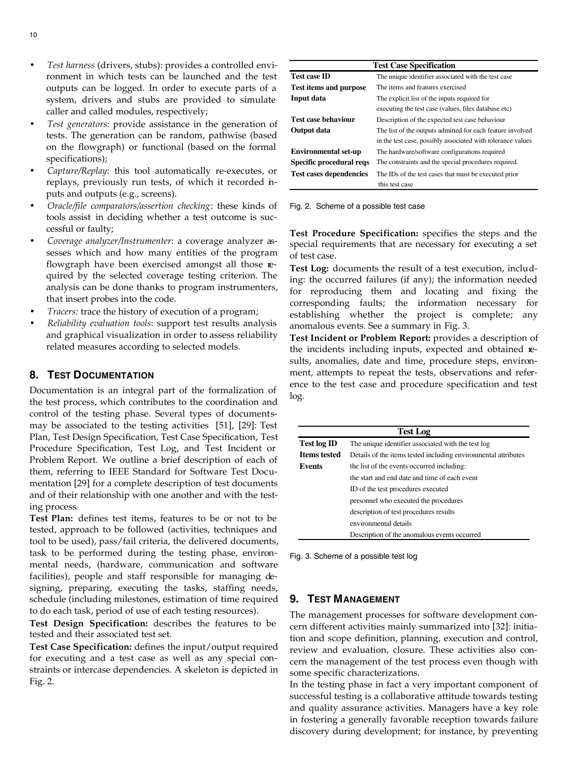- *Test harness* (drivers, stubs): provides a controlled environment in which tests can be launched and the test outputs can be logged. In order to execute parts of a system, drivers and stubs are provided to simulate caller and called modules, respectively;
- *Test generators*: provide assistance in the generation of tests. The generation can be random, pathwise (based on the flowgraph) or functional (based on the formal specifications);
- *Capture/Replay*: this tool automatically re-executes, or replays, previously run tests, of which it recorded inputs and outputs (e.g., screens).
- *Oracle/file comparators/assertion checking*: these kinds of tools assist in deciding whether a test outcome is successful or faulty;
- *Coverage analyzer/Instrumenter*: a coverage analyzer assesses which and how many entities of the program flowgraph have been exercised amongst all those required by the selected coverage testing criterion. The analysis can be done thanks to program instrumenters, that insert probes into the code.
- *Tracers:* trace the history of execution of a program;
- *Reliability evaluation tools*: support test results analysis and graphical visualization in order to assess reliability related measures according to selected models.

## 8. Test Documentation

Documentation is an integral part of the formalization of the test process, which contributes to the coordination and control of the testing phase. Several types of documents may be associated to the testing activities [51], [29]: Test Plan, Test Design Specification, Test Case Specification, Test Procedure Specification, Test Log, and Test Incident or Problem Report. We outline a brief description of each of them, referring to IEEE Standard for Software Test Documentation [29] for a complete description of test documents and of their relationship with one another and with the testing process.

**Test Plan:** defines test items, features to be or not to be tested, approach to be followed (activities, techniques and tool to be used), pass/fail criteria, the delivered documents, task to be performed during the testing phase, environmental needs, (hardware, communication and software facilities), people and staff responsible for managing designing, preparing, executing the tasks, staffing needs, schedule (including milestones, estimation of time required to do each task, period of use of each testing resources).

**Test Design Specification:** describes the features to be tested and their associated test set.

**Test Case Specification:** defines the input/output required for executing and a test case as well as any special constraints or intercase dependencies. A skeleton is depicted in Fig. 2.

| Test Case Specification | |
|---|---|
| **Test case ID** | The unique identifier associated with the test case |
| **Test items and purpose** | The items and features exercised |
| **Input data** | The explicit list of the inputs required for executing the test case (values, files database etc) |
| **Test case behaviour** | Description of the expected test case behaviour |
| **Output data** | The list of the outputs admitted for each feature involved in the test case, possibly associated with tolerance values |
| **Environmental set-up** | The hardware/software configurations required |
| **Specific procedural reqs** | The constraints and the special procedures required. |
| **Test cases dependencies** | The IDs of the test cases that must be executed prior this test case |

Fig. 2. Scheme of a possible test case

**Test Procedure Specification:** specifies the steps and the special requirements that are necessary for executing a set of test case.

**Test Log:** documents the result of a test execution, including: the occurred failures (if any); the information needed for reproducing them and locating and fixing the corresponding faults; the information necessary for establishing whether the project is complete; any anomalous events. See a summary in Fig. 3.

**Test Incident or Problem Report:** provides a description of the incidents including inputs, expected and obtained results, anomalies, date and time, procedure steps, environment, attempts to repeat the tests, observations and reference to the test case and procedure specification and test log.

| Test Log | |
|---|---|
| **Test log ID** | The unique identifier associated with the test log |
| **Items tested** | Details of the items tested including environmental attributes |
| **Events** | the list of the events occurred including: |
| | the start and end date and time of each event |
| | ID of the test procedures executed |
| | personnel who executed the procedures |
| | description of test procedures results |
| | environmental details |
| | Description of the anomalous events occurred |

Fig. 3. Scheme of a possible test log

## 9. Test Management

The management processes for software development concern different activities mainly summarized into [32]: initiation and scope definition, planning, execution and control, review and evaluation, closure. These activities also concern the management of the test process even though with some specific characterizations.

In the testing phase in fact a very important component of successful testing is a collaborative attitude towards testing and quality assurance activities. Managers have a key role in fostering a generally favorable reception towards failure discovery during development; for instance, by preventing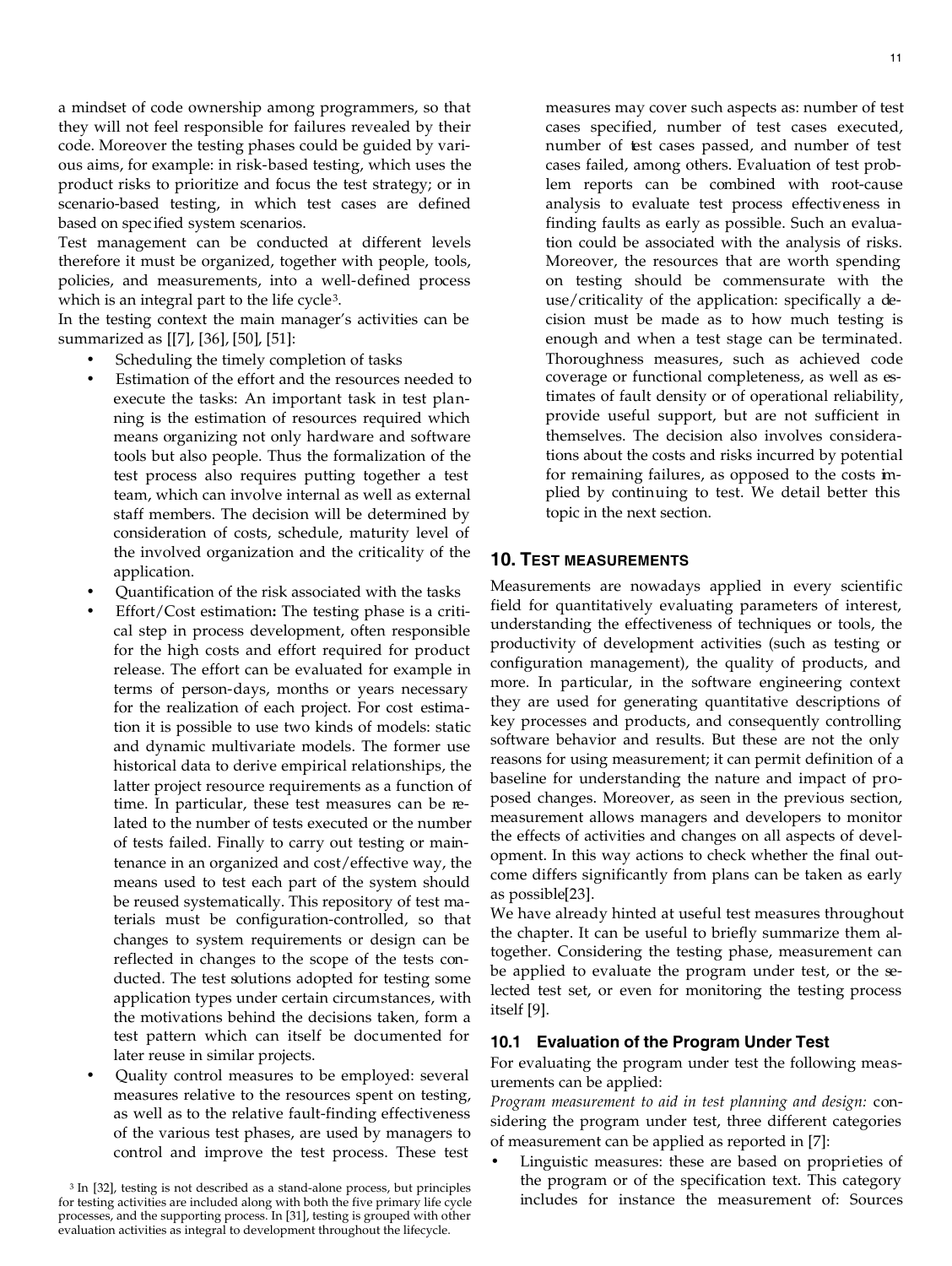a mindset of code ownership among programmers, so that they will not feel responsible for failures revealed by their code. Moreover the testing phases could be guided by various aims, for example: in risk-based testing, which uses the product risks to prioritize and focus the test strategy; or in scenario-based testing, in which test cases are defined based on specified system scenarios.

Test management can be conducted at different levels therefore it must be organized, together with people, tools, policies, and measurements, into a well-defined process which is an integral part to the life cycle[3].

In the testing context the main manager's activities can be summarized as [[7], [36], [50], [51]:

- Scheduling the timely completion of tasks
- Estimation of the effort and the resources needed to execute the tasks: An important task in test planning is the estimation of resources required which means organizing not only hardware and software tools but also people. Thus the formalization of the test process also requires putting together a test team, which can involve internal as well as external staff members. The decision will be determined by consideration of costs, schedule, maturity level of the involved organization and the criticality of the application.
- Quantification of the risk associated with the tasks
- Effort/Cost estimation**:** The testing phase is a critical step in process development, often responsible for the high costs and effort required for product release. The effort can be evaluated for example in terms of person-days, months or years necessary for the realization of each project. For cost estimation it is possible to use two kinds of models: static and dynamic multivariate models. The former use historical data to derive empirical relationships, the latter project resource requirements as a function of time. In particular, these test measures can be related to the number of tests executed or the number of tests failed. Finally to carry out testing or maintenance in an organized and cost/effective way, the means used to test each part of the system should be reused systematically. This repository of test materials must be configuration-controlled, so that changes to system requirements or design can be reflected in changes to the scope of the tests conducted. The test solutions adopted for testing some application types under certain circumstances, with the motivations behind the decisions taken, form a test pattern which can itself be documented for later reuse in similar projects.
- Quality control measures to be employed: several measures relative to the resources spent on testing, as well as to the relative fault-finding effectiveness of the various test phases, are used by managers to control and improve the test process. These test measures may cover such aspects as: number of test cases specified, number of test cases executed, number of test cases passed, and number of test cases failed, among others. Evaluation of test problem reports can be combined with root-cause analysis to evaluate test process effectiveness in finding faults as early as possible. Such an evaluation could be associated with the analysis of risks. Moreover, the resources that are worth spending on testing should be commensurate with the use/criticality of the application: specifically a decision must be made as to how much testing is enough and when a test stage can be terminated. Thoroughness measures, such as achieved code coverage or functional completeness, as well as estimates of fault density or of operational reliability, provide useful support, but are not sufficient in themselves. The decision also involves considerations about the costs and risks incurred by potential for remaining failures, as opposed to the costs implied by continuing to test. We detail better this topic in the next section.

[3] In [32], testing is not described as a stand-alone process, but principles for testing activities are included along with both the five primary life cycle processes, and the supporting process. In [31], testing is grouped with other evaluation activities as integral to development throughout the lifecycle.

## 10. Test Measurements

Measurements are nowadays applied in every scientific field for quantitatively evaluating parameters of interest, understanding the effectiveness of techniques or tools, the productivity of development activities (such as testing or configuration management), the quality of products, and more. In particular, in the software engineering context they are used for generating quantitative descriptions of key processes and products, and consequently controlling software behavior and results. But these are not the only reasons for using measurement; it can permit definition of a baseline for understanding the nature and impact of proposed changes. Moreover, as seen in the previous section, measurement allows managers and developers to monitor the effects of activities and changes on all aspects of development. In this way actions to check whether the final outcome differs significantly from plans can be taken as early as possible[23].

We have already hinted at useful test measures throughout the chapter. It can be useful to briefly summarize them altogether. Considering the testing phase, measurement can be applied to evaluate the program under test, or the selected test set, or even for monitoring the testing process itself [9].

### 10.1 Evaluation of the Program Under Test

For evaluating the program under test the following measurements can be applied:

*Program measurement to aid in test planning and design:* considering the program under test, three different categories of measurement can be applied as reported in [7]:

- Linguistic measures: these are based on proprieties of the program or of the specification text. This category includes for instance the measurement of: Sources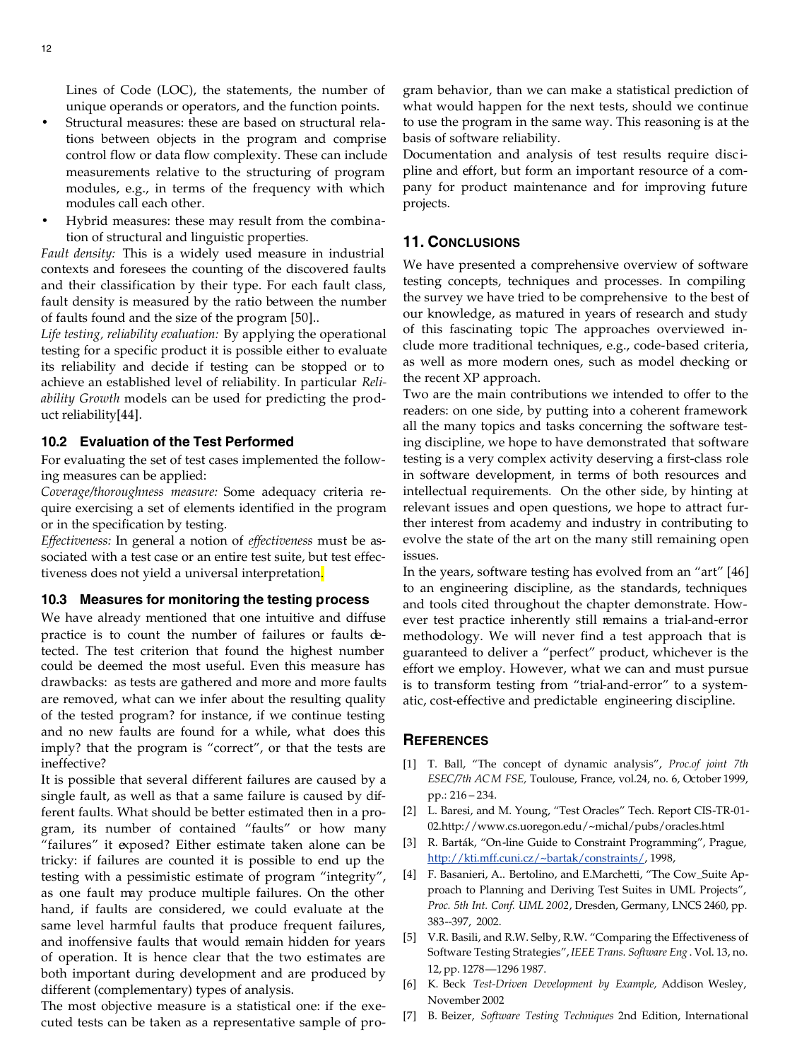Lines of Code (LOC), the statements, the number of unique operands or operators, and the function points.

- Structural measures: these are based on structural relations between objects in the program and comprise control flow or data flow complexity. These can include measurements relative to the structuring of program modules, e.g., in terms of the frequency with which modules call each other.
- Hybrid measures: these may result from the combination of structural and linguistic properties.

*Fault density:* This is a widely used measure in industrial contexts and foresees the counting of the discovered faults and their classification by their type. For each fault class, fault density is measured by the ratio between the number of faults found and the size of the program [50]..

*Life testing, reliability evaluation:* By applying the operational testing for a specific product it is possible either to evaluate its reliability and decide if testing can be stopped or to achieve an established level of reliability. In particular *Reliability Growth* models can be used for predicting the product reliability[44].

### 10.2 Evaluation of the Test Performed

For evaluating the set of test cases implemented the following measures can be applied:

*Coverage/thoroughness measure:* Some adequacy criteria require exercising a set of elements identified in the program or in the specification by testing.

*Effectiveness:* In general a notion of *effectiveness* must be associated with a test case or an entire test suite, but test effectiveness does not yield a universal interpretation.

### 10.3 Measures for monitoring the testing process

We have already mentioned that one intuitive and diffuse practice is to count the number of failures or faults detected. The test criterion that found the highest number could be deemed the most useful. Even this measure has drawbacks: as tests are gathered and more and more faults are removed, what can we infer about the resulting quality of the tested program? for instance, if we continue testing and no new faults are found for a while, what does this imply? that the program is "correct", or that the tests are ineffective?

It is possible that several different failures are caused by a single fault, as well as that a same failure is caused by different faults. What should be better estimated then in a program, its number of contained "faults" or how many "failures" it exposed? Either estimate taken alone can be tricky: if failures are counted it is possible to end up the testing with a pessimistic estimate of program "integrity", as one fault may produce multiple failures. On the other hand, if faults are considered, we could evaluate at the same level harmful faults that produce frequent failures, and inoffensive faults that would remain hidden for years of operation. It is hence clear that the two estimates are both important during development and are produced by different (complementary) types of analysis.

The most objective measure is a statistical one: if the executed tests can be taken as a representative sample of program behavior, than we can make a statistical prediction of what would happen for the next tests, should we continue to use the program in the same way. This reasoning is at the basis of software reliability.

Documentation and analysis of test results require discipline and effort, but form an important resource of a company for product maintenance and for improving future projects.

## 11. Conclusions

We have presented a comprehensive overview of software testing concepts, techniques and processes. In compiling the survey we have tried to be comprehensive to the best of our knowledge, as matured in years of research and study of this fascinating topic The approaches overviewed include more traditional techniques, e.g., code-based criteria, as well as more modern ones, such as model checking or the recent XP approach.

Two are the main contributions we intended to offer to the readers: on one side, by putting into a coherent framework all the many topics and tasks concerning the software testing discipline, we hope to have demonstrated that software testing is a very complex activity deserving a first-class role in software development, in terms of both resources and intellectual requirements. On the other side, by hinting at relevant issues and open questions, we hope to attract further interest from academy and industry in contributing to evolve the state of the art on the many still remaining open issues.

In the years, software testing has evolved from an "art" [46] to an engineering discipline, as the standards, techniques and tools cited throughout the chapter demonstrate. However test practice inherently still remains a trial-and-error methodology. We will never find a test approach that is guaranteed to deliver a "perfect" product, whichever is the effort we employ. However, what we can and must pursue is to transform testing from "trial-and-error" to a systematic, cost-effective and predictable engineering discipline.

## References

[1] T. Ball, "The concept of dynamic analysis", *Proc.of joint 7th ESEC/7th ACM FSE,* Toulouse, France, vol.24, no. 6, October 1999, pp.: 216 – 234.

[2] L. Baresi, and M. Young, "Test Oracles" Tech. Report CIS-TR-01-02.http://www.cs.uoregon.edu/~michal/pubs/oracles.html

[3] R. Barták, "On-line Guide to Constraint Programming", Prague, http://kti.mff.cuni.cz/~bartak/constraints/, 1998,

[4] F. Basanieri, A.. Bertolino, and E.Marchetti, "The Cow_Suite Approach to Planning and Deriving Test Suites in UML Projects", *Proc. 5th Int. Conf. UML 2002*, Dresden, Germany, LNCS 2460, pp. 383--397, 2002.

[5] V.R. Basili, and R.W. Selby, R.W. "Comparing the Effectiveness of Software Testing Strategies", *IEEE Trans. Software Eng*. Vol. 13, no. 12, pp. 1278—1296 1987.

[6] K. Beck *Test-Driven Development by Example,* Addison Wesley, November 2002

[7] B. Beizer, *Software Testing Techniques* 2nd Edition, International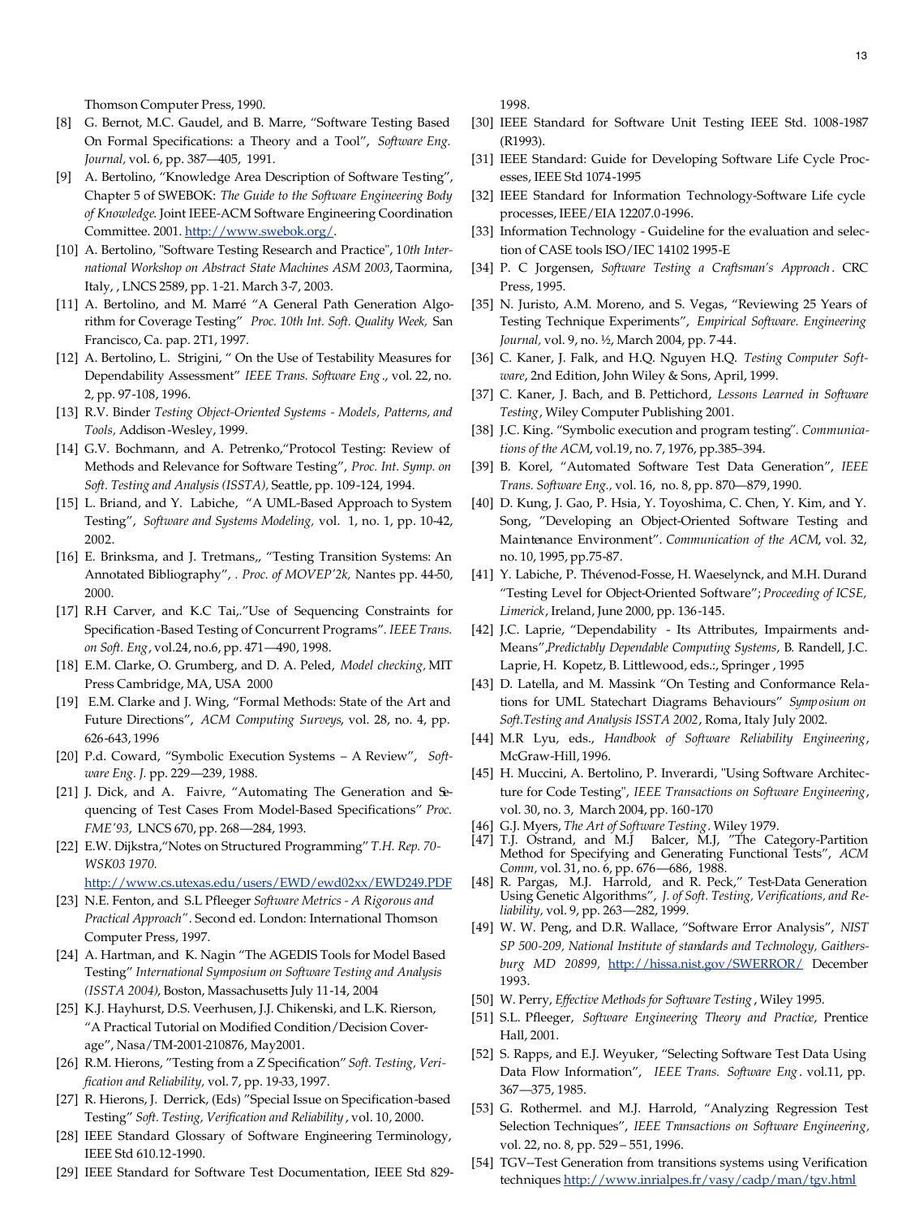Thomson Computer Press, 1990.

- [8] G. Bernot, M.C. Gaudel, and B. Marre, "Software Testing Based On Formal Specifications: a Theory and a Tool", *Software Eng. Journal,* vol. 6, pp. 387—405, 1991.
- [9] A. Bertolino, "Knowledge Area Description of Software Testing", Chapter 5 of SWEBOK: *The Guide to the Software Engineering Body of Knowledge*. Joint IEEE-ACM Software Engineering Coordination Committee. 2001. http://www.swebok.org/.
- [10] A. Bertolino, "Software Testing Research and Practice", 1*0th International Workshop on Abstract State Machines ASM 2003*, Taormina, Italy, , LNCS 2589, pp. 1-21. March 3-7, 2003.
- [11] A. Bertolino, and M. Marré "A General Path Generation Algorithm for Coverage Testing" *Proc. 10th Int. Soft. Quality Week,* San Francisco, Ca. pap. 2T1, 1997.
- [12] A. Bertolino, L. Strigini, " On the Use of Testability Measures for Dependability Assessment" *IEEE Trans. Software Eng*., vol. 22, no. 2, pp. 97-108, 1996.
- [13] R.V. Binder *Testing Object-Oriented Systems - Models, Patterns, and Tools,* Addison-Wesley, 1999.
- [14] G.V. Bochmann, and A. Petrenko,"Protocol Testing: Review of Methods and Relevance for Software Testing", *Proc. Int. Symp. on Soft. Testing and Analysis (ISSTA),* Seattle, pp. 109-124, 1994.
- [15] L. Briand, and Y. Labiche, "A UML-Based Approach to System Testing", *Software and Systems Modeling,* vol. 1, no. 1, pp. 10-42, 2002.
- [16] E. Brinksma, and J. Tretmans,, "Testing Transition Systems: An Annotated Bibliography", *. Proc. of MOVEP'2k,* Nantes pp. 44-50, 2000.
- [17] R.H Carver, and K.C Tai,."Use of Sequencing Constraints for Specification-Based Testing of Concurrent Programs". *IEEE Trans. on Soft. Eng*, vol.24, no.6, pp. 471—490, 1998.
- [18] E.M. Clarke, O. Grumberg, and D. A. Peled, *Model checking,* MIT Press Cambridge, MA, USA 2000
- [19] E.M. Clarke and J. Wing, "Formal Methods: State of the Art and Future Directions", *ACM Computing Surveys*, vol. 28, no. 4, pp. 626-643, 1996
- [20] P.d. Coward, "Symbolic Execution Systems – A Review", *Software Eng. J.* pp. 229—239, 1988.
- [21] J. Dick, and A. Faivre, "Automating The Generation and Sequencing of Test Cases From Model-Based Specifications" *Proc. FME'93*, LNCS 670, pp. 268—284, 1993.
- [22] E.W. Dijkstra,"Notes on Structured Programming" *T.H. Rep. 70-WSK03 1970.* http://www.cs.utexas.edu/users/EWD/ewd02xx/EWD249.PDF
- [23] N.E. Fenton, and S.L Pfleeger *Software Metrics - A Rigorous and Practical Approach"*. Second ed. London: International Thomson Computer Press, 1997.
- [24] A. Hartman, and K. Nagin "The AGEDIS Tools for Model Based Testing" *International Symposium on Software Testing and Analysis (ISSTA 2004)*, Boston, Massachusetts July 11-14, 2004
- [25] K.J. Hayhurst, D.S. Veerhusen, J.J. Chikenski, and L.K. Rierson, "A Practical Tutorial on Modified Condition/Decision Coverage", Nasa/TM-2001-210876, May2001.
- [26] R.M. Hierons, "Testing from a Z Specification" *Soft. Testing, Verification and Reliability,* vol. 7, pp. 19-33, 1997.
- [27] R. Hierons, J. Derrick, (Eds) "Special Issue on Specification-based Testing" *Soft. Testing, Verification and Reliability*, vol. 10, 2000.
- [28] IEEE Standard Glossary of Software Engineering Terminology, IEEE Std 610.12-1990.
- [29] IEEE Standard for Software Test Documentation, IEEE Std 829-1998.
- [30] IEEE Standard for Software Unit Testing IEEE Std. 1008-1987 (R1993).
- [31] IEEE Standard: Guide for Developing Software Life Cycle Processes, IEEE Std 1074-1995
- [32] IEEE Standard for Information Technology-Software Life cycle processes, IEEE/EIA 12207.0-1996.
- [33] Information Technology - Guideline for the evaluation and selection of CASE tools ISO/IEC 14102 1995-E
- [34] P. C Jorgensen, *Software Testing a Craftsman's Approach*. CRC Press, 1995.
- [35] N. Juristo, A.M. Moreno, and S. Vegas, "Reviewing 25 Years of Testing Technique Experiments", *Empirical Software. Engineering Journal,* vol. 9, no. ½, March 2004, pp. 7-44.
- [36] C. Kaner, J. Falk, and H.Q. Nguyen H.Q. *Testing Computer Software*, 2nd Edition, John Wiley & Sons, April, 1999.
- [37] C. Kaner, J. Bach, and B. Pettichord, *Lessons Learned in Software Testing*, Wiley Computer Publishing 2001.
- [38] J.C. King. "Symbolic execution and program testing"*. Communications of the ACM*, vol.19, no. 7, 1976, pp.385–394.
- [39] B. Korel, "Automated Software Test Data Generation", *IEEE Trans. Software Eng.,* vol. 16, no. 8, pp. 870—879, 1990.
- [40] D. Kung, J. Gao, P. Hsia, Y. Toyoshima, C. Chen, Y. Kim, and Y. Song, "Developing an Object-Oriented Software Testing and Maintenance Environment". *Communication of the ACM*, vol. 32, no. 10, 1995, pp.75-87.
- [41] Y. Labiche, P. Thévenod-Fosse, H. Waeselynck, and M.H. Durand "Testing Level for Object-Oriented Software"; *Proceeding of ICSE, Limerick*, Ireland, June 2000, pp. 136-145.
- [42] J.C. Laprie, "Dependability - Its Attributes, Impairments and Means",*Predictably Dependable Computing Systems*, B. Randell, J.C. Laprie, H. Kopetz, B. Littlewood, eds.:, Springer , 1995
- [43] D. Latella, and M. Massink "On Testing and Conformance Relations for UML Statechart Diagrams Behaviours" *Symposium on Soft.Testing and Analysis ISSTA 2002*, Roma, Italy July 2002.
- [44] M.R Lyu, eds., *Handbook of Software Reliability Engineering*, McGraw-Hill, 1996.
- [45] H. Muccini, A. Bertolino, P. Inverardi, "Using Software Architecture for Code Testing", *IEEE Transactions on Software Engineering*, vol. 30, no. 3, March 2004, pp. 160-170
- [46] G.J. Myers, *The Art of Software Testing*. Wiley 1979.
- [47] T.J. Ostrand, and M.J Balcer, M.J, "The Category-Partition Method for Specifying and Generating Functional Tests", *ACM Comm,* vol. 31, no. 6, pp. 676—686, 1988.
- [48] R. Pargas, M.J. Harrold, and R. Peck," Test-Data Generation Using Genetic Algorithms", *J. of Soft. Testing, Verifications, and Reliability,* vol. 9, pp. 263—282, 1999.
- [49] W. W. Peng, and D.R. Wallace, "Software Error Analysis", *NIST SP 500-209, National Institute of standards and Technology, Gaithersburg MD 20899,* http://hissa.nist.gov/SWERROR/ December 1993.
- [50] W. Perry, *Effective Methods for Software Testing*, Wiley 1995.
- [51] S.L. Pfleeger, *Software Engineering Theory and Practice*, Prentice Hall, 2001.
- [52] S. Rapps, and E.J. Weyuker, "Selecting Software Test Data Using Data Flow Information", *IEEE Trans. Software Eng*. vol.11, pp. 367—375, 1985.
- [53] G. Rothermel. and M.J. Harrold, "Analyzing Regression Test Selection Techniques", *IEEE Transactions on Software Engineering,* vol. 22, no. 8, pp. 529 – 551, 1996.
- [54] TGV--Test Generation from transitions systems using Verification techniques http://www.inrialpes.fr/vasy/cadp/man/tgv.html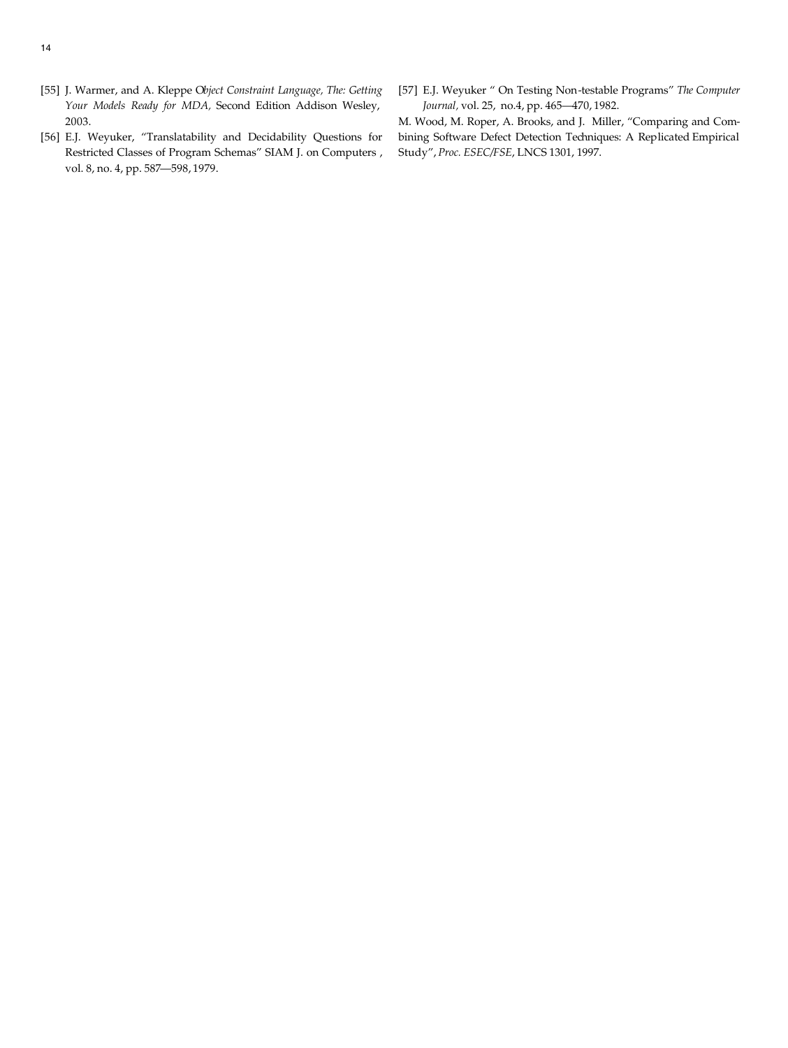[55] J. Warmer, and A. Kleppe O*bject Constraint Language, The: Getting Your Models Ready for MDA,* Second Edition Addison Wesley, 2003.

[56] E.J. Weyuker, "Translatability and Decidability Questions for Restricted Classes of Program Schemas" SIAM J. on Computers , vol. 8, no. 4, pp. 587—598, 1979.

[57] E.J. Weyuker " On Testing Non-testable Programs" *The Computer Journal,* vol. 25, no.4, pp. 465—470, 1982.

M. Wood, M. Roper, A. Brooks, and J. Miller, "Comparing and Combining Software Defect Detection Techniques: A Replicated Empirical Study", *Proc. ESEC/FSE*, LNCS 1301, 1997.